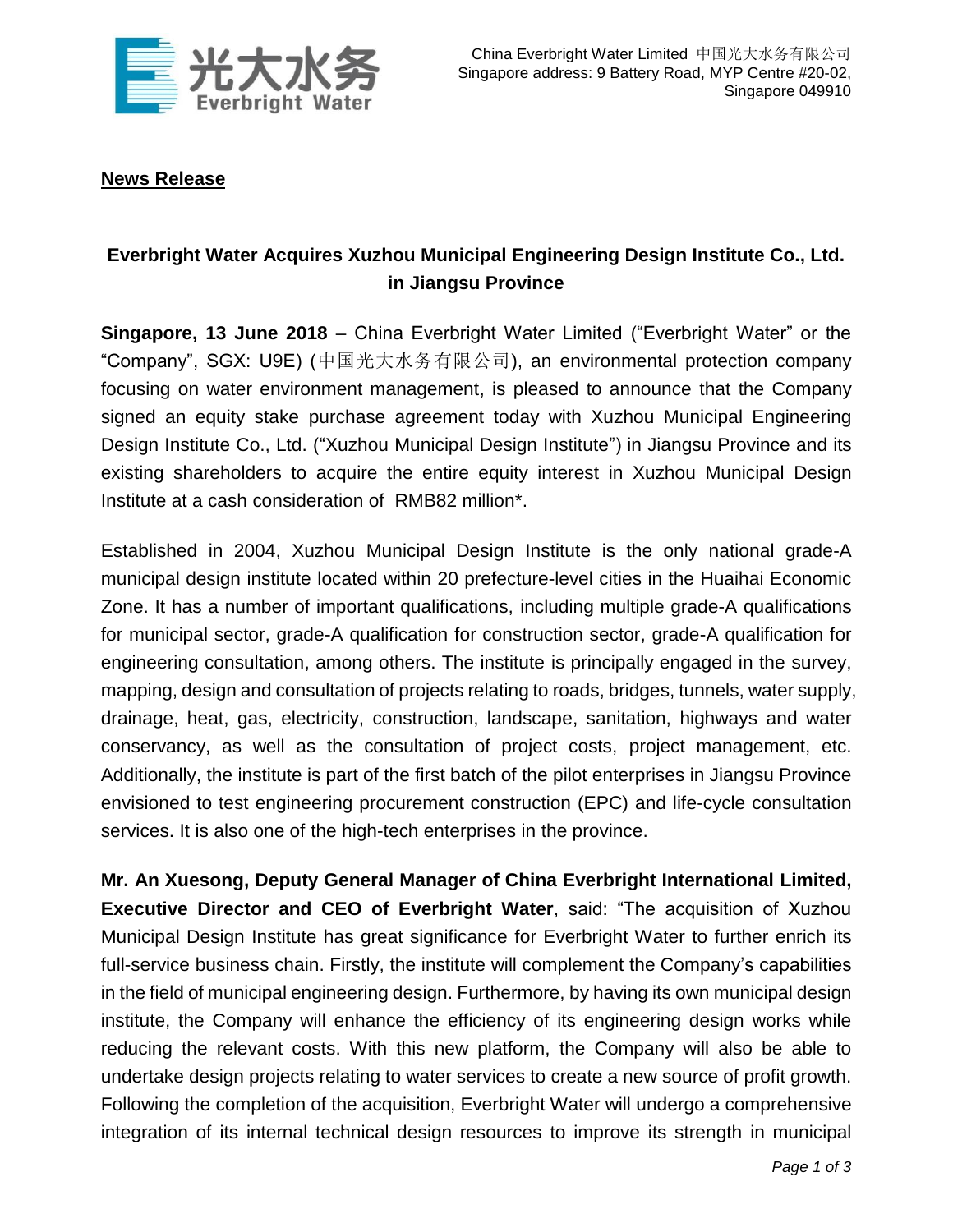China Everbright Water Limited 中国光大水务有限公司
Singapore address: 9 Battery Road, MYP Centre #20-02, Singapore 049910

**News Release**

# Everbright Water Acquires Xuzhou Municipal Engineering Design Institute Co., Ltd. in Jiangsu Province

**Singapore, 13 June 2018** – China Everbright Water Limited ("Everbright Water" or the "Company", SGX: U9E) (中国光大水务有限公司), an environmental protection company focusing on water environment management, is pleased to announce that the Company signed an equity stake purchase agreement today with Xuzhou Municipal Engineering Design Institute Co., Ltd. ("Xuzhou Municipal Design Institute") in Jiangsu Province and its existing shareholders to acquire the entire equity interest in Xuzhou Municipal Design Institute at a cash consideration of RMB82 million*.

Established in 2004, Xuzhou Municipal Design Institute is the only national grade-A municipal design institute located within 20 prefecture-level cities in the Huaihai Economic Zone. It has a number of important qualifications, including multiple grade-A qualifications for municipal sector, grade-A qualification for construction sector, grade-A qualification for engineering consultation, among others. The institute is principally engaged in the survey, mapping, design and consultation of projects relating to roads, bridges, tunnels, water supply, drainage, heat, gas, electricity, construction, landscape, sanitation, highways and water conservancy, as well as the consultation of project costs, project management, etc. Additionally, the institute is part of the first batch of the pilot enterprises in Jiangsu Province envisioned to test engineering procurement construction (EPC) and life-cycle consultation services. It is also one of the high-tech enterprises in the province.

**Mr. An Xuesong, Deputy General Manager of China Everbright International Limited, Executive Director and CEO of Everbright Water**, said: "The acquisition of Xuzhou Municipal Design Institute has great significance for Everbright Water to further enrich its full-service business chain. Firstly, the institute will complement the Company's capabilities in the field of municipal engineering design. Furthermore, by having its own municipal design institute, the Company will enhance the efficiency of its engineering design works while reducing the relevant costs. With this new platform, the Company will also be able to undertake design projects relating to water services to create a new source of profit growth. Following the completion of the acquisition, Everbright Water will undergo a comprehensive integration of its internal technical design resources to improve its strength in municipal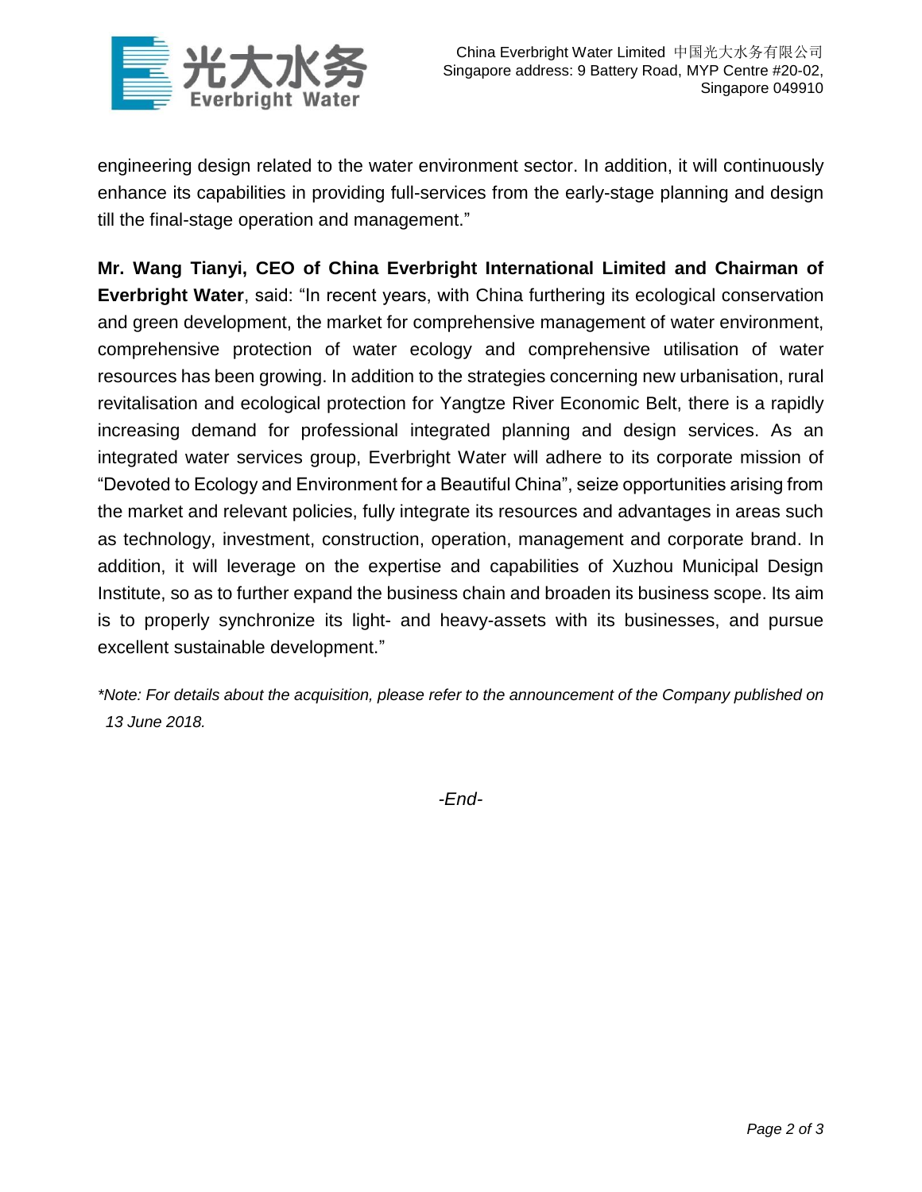engineering design related to the water environment sector. In addition, it will continuously enhance its capabilities in providing full-services from the early-stage planning and design till the final-stage operation and management."

**Mr. Wang Tianyi, CEO of China Everbright International Limited and Chairman of Everbright Water**, said: "In recent years, with China furthering its ecological conservation and green development, the market for comprehensive management of water environment, comprehensive protection of water ecology and comprehensive utilisation of water resources has been growing. In addition to the strategies concerning new urbanisation, rural revitalisation and ecological protection for Yangtze River Economic Belt, there is a rapidly increasing demand for professional integrated planning and design services. As an integrated water services group, Everbright Water will adhere to its corporate mission of "Devoted to Ecology and Environment for a Beautiful China", seize opportunities arising from the market and relevant policies, fully integrate its resources and advantages in areas such as technology, investment, construction, operation, management and corporate brand. In addition, it will leverage on the expertise and capabilities of Xuzhou Municipal Design Institute, so as to further expand the business chain and broaden its business scope. Its aim is to properly synchronize its light- and heavy-assets with its businesses, and pursue excellent sustainable development."

*\*Note: For details about the acquisition, please refer to the announcement of the Company published on 13 June 2018.*

*-End-*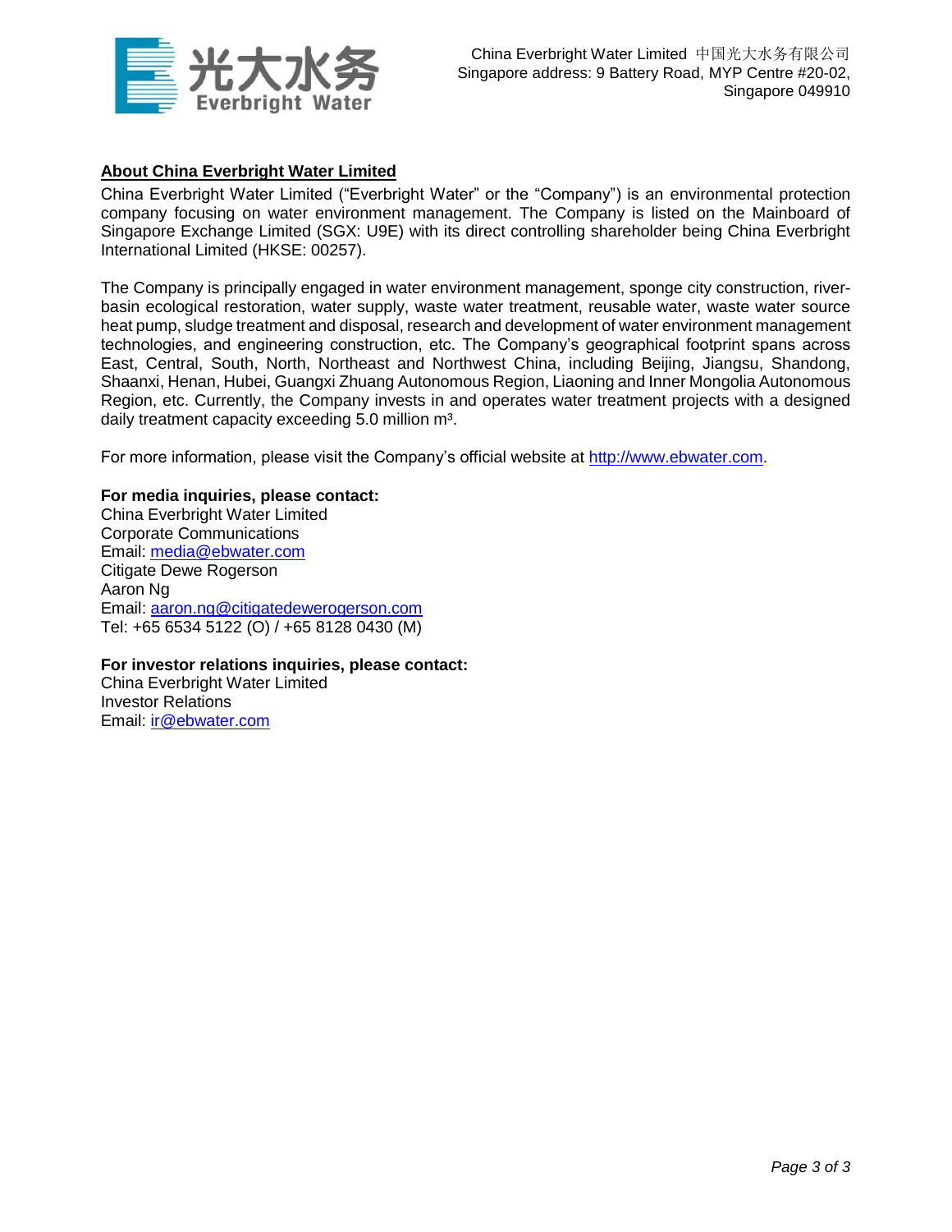China Everbright Water Limited 中国光大水务有限公司
Singapore address: 9 Battery Road, MYP Centre #20-02,
Singapore 049910

## About China Everbright Water Limited

China Everbright Water Limited ("Everbright Water" or the "Company") is an environmental protection company focusing on water environment management. The Company is listed on the Mainboard of Singapore Exchange Limited (SGX: U9E) with its direct controlling shareholder being China Everbright International Limited (HKSE: 00257).

The Company is principally engaged in water environment management, sponge city construction, river-basin ecological restoration, water supply, waste water treatment, reusable water, waste water source heat pump, sludge treatment and disposal, research and development of water environment management technologies, and engineering construction, etc. The Company's geographical footprint spans across East, Central, South, North, Northeast and Northwest China, including Beijing, Jiangsu, Shandong, Shaanxi, Henan, Hubei, Guangxi Zhuang Autonomous Region, Liaoning and Inner Mongolia Autonomous Region, etc. Currently, the Company invests in and operates water treatment projects with a designed daily treatment capacity exceeding 5.0 million $m^3$.

For more information, please visit the Company's official website at http://www.ebwater.com.

**For media inquiries, please contact:**
China Everbright Water Limited
Corporate Communications
Email: media@ebwater.com
Citigate Dewe Rogerson
Aaron Ng
Email: aaron.ng@citigatedewerogerson.com
Tel: +65 6534 5122 (O) / +65 8128 0430 (M)

**For investor relations inquiries, please contact:**
China Everbright Water Limited
Investor Relations
Email: ir@ebwater.com